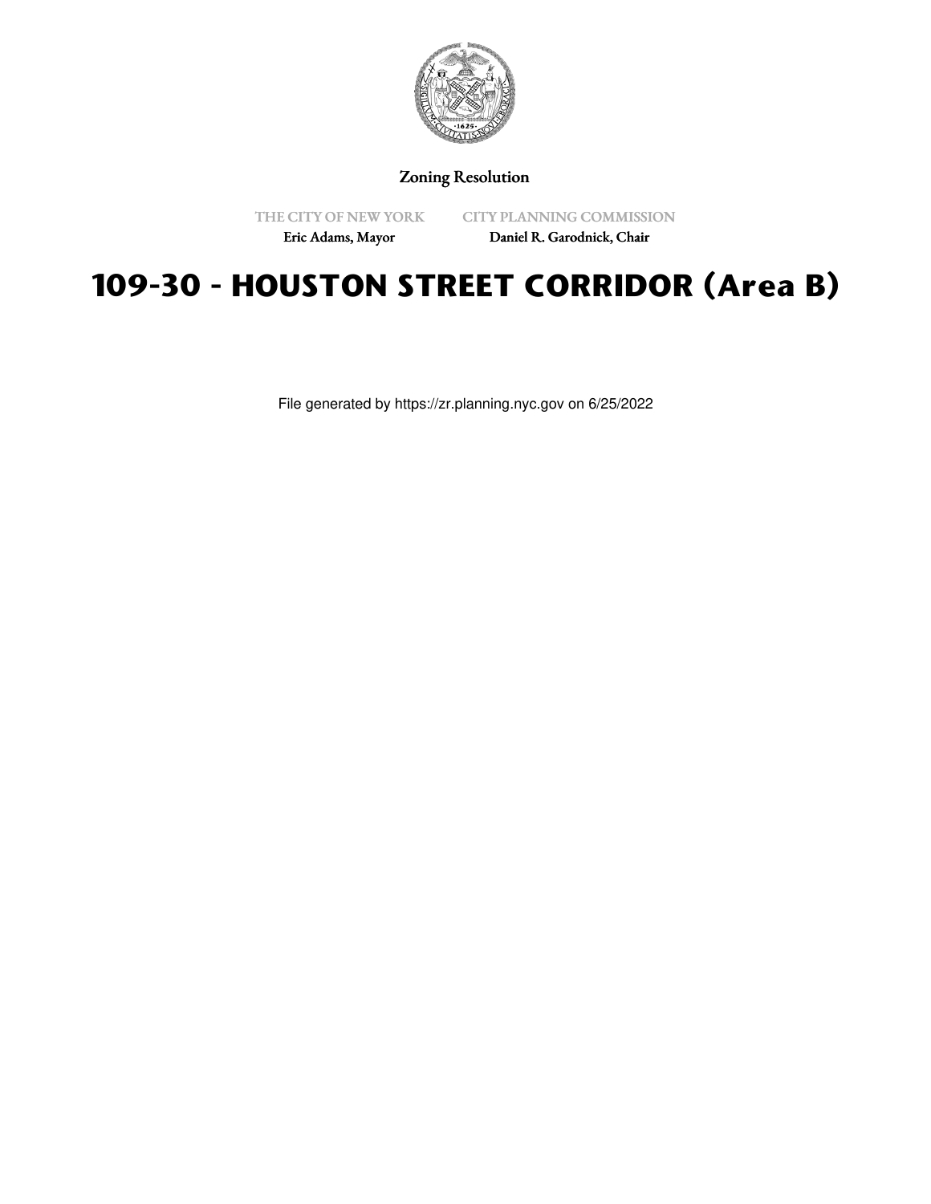Zoning Resolution

THE CITY OF NEW YORK
Eric Adams, Mayor

CITY PLANNING COMMISSION
Daniel R. Garodnick, Chair

# 109-30 - HOUSTON STREET CORRIDOR (Area B)

File generated by https://zr.planning.nyc.gov on 6/25/2022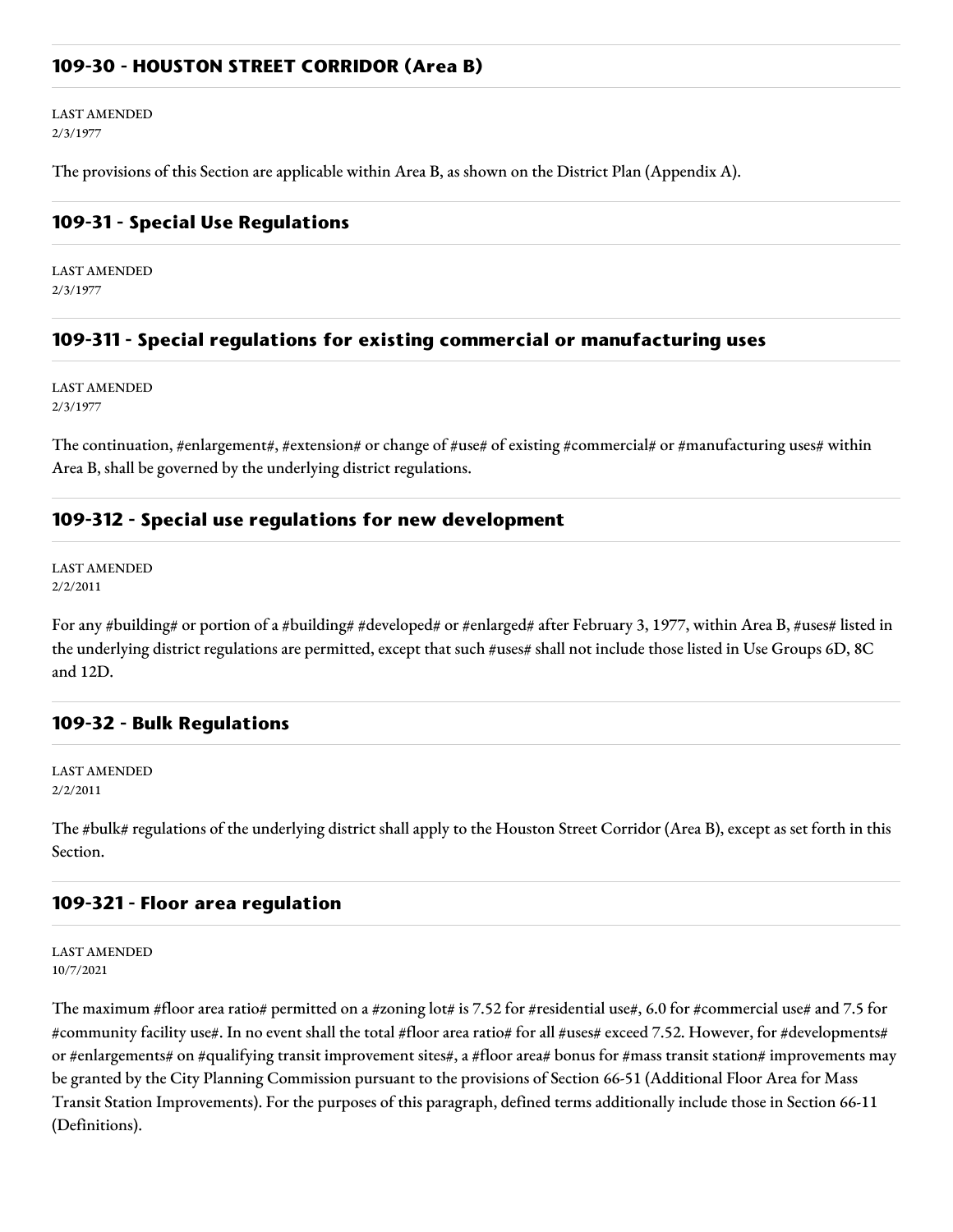## 109-30 - HOUSTON STREET CORRIDOR (Area B)

LAST AMENDED
2/3/1977

The provisions of this Section are applicable within Area B, as shown on the District Plan (Appendix A).

## 109-31 - Special Use Regulations

LAST AMENDED
2/3/1977

### 109-311 - Special regulations for existing commercial or manufacturing uses

LAST AMENDED
2/3/1977

The continuation, #enlargement#, #extension# or change of #use# of existing #commercial# or #manufacturing uses# within Area B, shall be governed by the underlying district regulations.

### 109-312 - Special use regulations for new development

LAST AMENDED
2/2/2011

For any #building# or portion of a #building# #developed# or #enlarged# after February 3, 1977, within Area B, #uses# listed in the underlying district regulations are permitted, except that such #uses# shall not include those listed in Use Groups 6D, 8C and 12D.

## 109-32 - Bulk Regulations

LAST AMENDED
2/2/2011

The #bulk# regulations of the underlying district shall apply to the Houston Street Corridor (Area B), except as set forth in this Section.

### 109-321 - Floor area regulation

LAST AMENDED
10/7/2021

The maximum #floor area ratio# permitted on a #zoning lot# is 7.52 for #residential use#, 6.0 for #commercial use# and 7.5 for #community facility use#. In no event shall the total #floor area ratio# for all #uses# exceed 7.52. However, for #developments# or #enlargements# on #qualifying transit improvement sites#, a #floor area# bonus for #mass transit station# improvements may be granted by the City Planning Commission pursuant to the provisions of Section 66-51 (Additional Floor Area for Mass Transit Station Improvements). For the purposes of this paragraph, defined terms additionally include those in Section 66-11 (Definitions).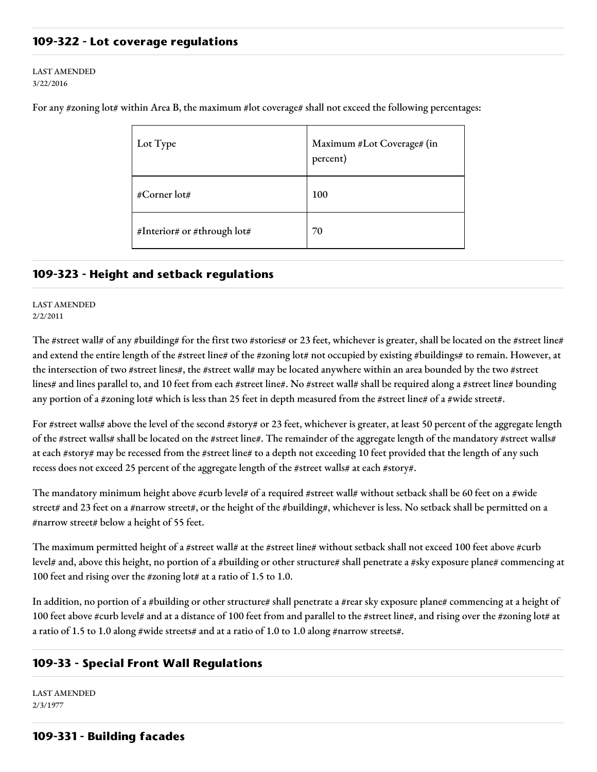## 109-322 - Lot coverage regulations

LAST AMENDED
3/22/2016

For any #zoning lot# within Area B, the maximum #lot coverage# shall not exceed the following percentages:

| Lot Type | Maximum #Lot Coverage# (in percent) |
| --- | --- |
| #Corner lot# | 100 |
| #Interior# or #through lot# | 70 |

## 109-323 - Height and setback regulations

LAST AMENDED
2/2/2011

The #street wall# of any #building# for the first two #stories# or 23 feet, whichever is greater, shall be located on the #street line# and extend the entire length of the #street line# of the #zoning lot# not occupied by existing #buildings# to remain. However, at the intersection of two #street lines#, the #street wall# may be located anywhere within an area bounded by the two #street lines# and lines parallel to, and 10 feet from each #street line#. No #street wall# shall be required along a #street line# bounding any portion of a #zoning lot# which is less than 25 feet in depth measured from the #street line# of a #wide street#.

For #street walls# above the level of the second #story# or 23 feet, whichever is greater, at least 50 percent of the aggregate length of the #street walls# shall be located on the #street line#. The remainder of the aggregate length of the mandatory #street walls# at each #story# may be recessed from the #street line# to a depth not exceeding 10 feet provided that the length of any such recess does not exceed 25 percent of the aggregate length of the #street walls# at each #story#.

The mandatory minimum height above #curb level# of a required #street wall# without setback shall be 60 feet on a #wide street# and 23 feet on a #narrow street#, or the height of the #building#, whichever is less. No setback shall be permitted on a #narrow street# below a height of 55 feet.

The maximum permitted height of a #street wall# at the #street line# without setback shall not exceed 100 feet above #curb level# and, above this height, no portion of a #building or other structure# shall penetrate a #sky exposure plane# commencing at 100 feet and rising over the #zoning lot# at a ratio of 1.5 to 1.0.

In addition, no portion of a #building or other structure# shall penetrate a #rear sky exposure plane# commencing at a height of 100 feet above #curb level# and at a distance of 100 feet from and parallel to the #street line#, and rising over the #zoning lot# at a ratio of 1.5 to 1.0 along #wide streets# and at a ratio of 1.0 to 1.0 along #narrow streets#.

## 109-33 - Special Front Wall Regulations

LAST AMENDED
2/3/1977

## 109-331 - Building facades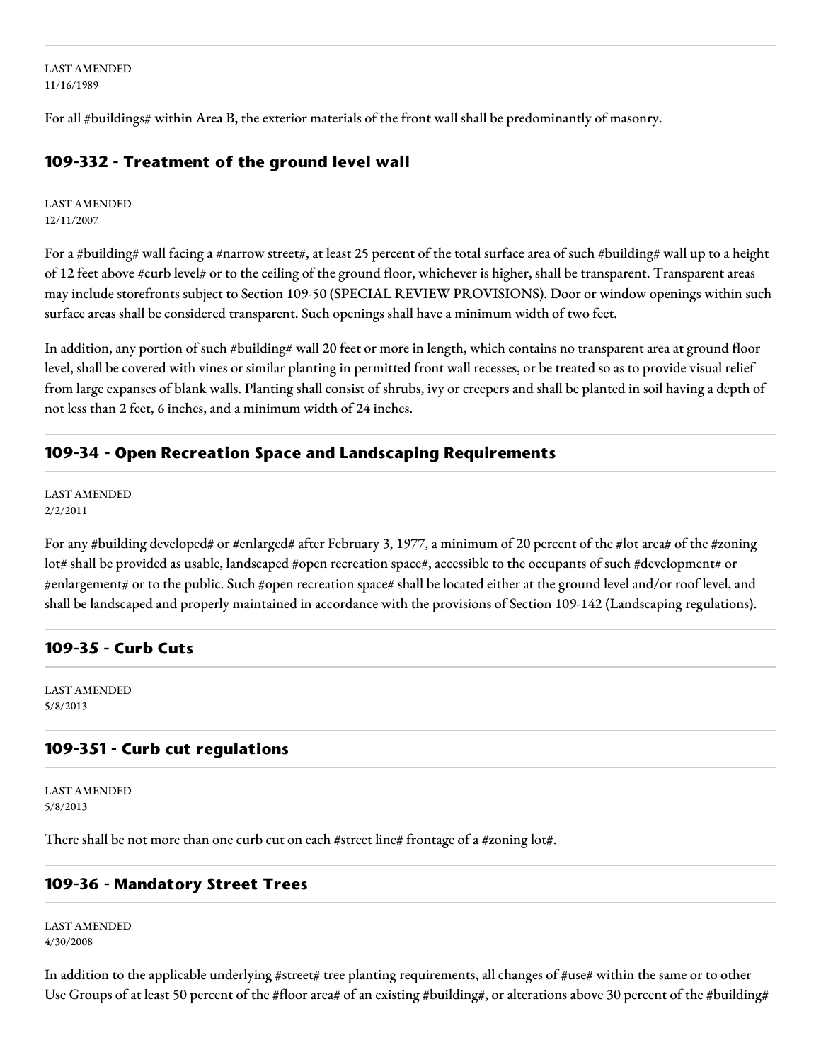LAST AMENDED
11/16/1989

For all #buildings# within Area B, the exterior materials of the front wall shall be predominantly of masonry.

## 109-332 - Treatment of the ground level wall

LAST AMENDED
12/11/2007

For a #building# wall facing a #narrow street#, at least 25 percent of the total surface area of such #building# wall up to a height of 12 feet above #curb level# or to the ceiling of the ground floor, whichever is higher, shall be transparent. Transparent areas may include storefronts subject to Section 109-50 (SPECIAL REVIEW PROVISIONS). Door or window openings within such surface areas shall be considered transparent. Such openings shall have a minimum width of two feet.

In addition, any portion of such #building# wall 20 feet or more in length, which contains no transparent area at ground floor level, shall be covered with vines or similar planting in permitted front wall recesses, or be treated so as to provide visual relief from large expanses of blank walls. Planting shall consist of shrubs, ivy or creepers and shall be planted in soil having a depth of not less than 2 feet, 6 inches, and a minimum width of 24 inches.

## 109-34 - Open Recreation Space and Landscaping Requirements

LAST AMENDED
2/2/2011

For any #building developed# or #enlarged# after February 3, 1977, a minimum of 20 percent of the #lot area# of the #zoning lot# shall be provided as usable, landscaped #open recreation space#, accessible to the occupants of such #development# or #enlargement# or to the public. Such #open recreation space# shall be located either at the ground level and/or roof level, and shall be landscaped and properly maintained in accordance with the provisions of Section 109-142 (Landscaping regulations).

## 109-35 - Curb Cuts

LAST AMENDED
5/8/2013

## 109-351 - Curb cut regulations

LAST AMENDED
5/8/2013

There shall be not more than one curb cut on each #street line# frontage of a #zoning lot#.

## 109-36 - Mandatory Street Trees

LAST AMENDED
4/30/2008

In addition to the applicable underlying #street# tree planting requirements, all changes of #use# within the same or to other Use Groups of at least 50 percent of the #floor area# of an existing #building#, or alterations above 30 percent of the #building#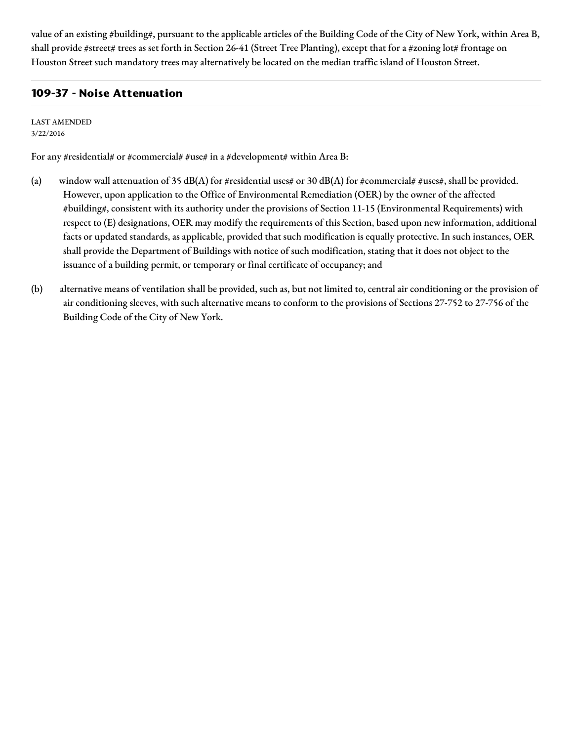value of an existing #building#, pursuant to the applicable articles of the Building Code of the City of New York, within Area B, shall provide #street# trees as set forth in Section 26-41 (Street Tree Planting), except that for a #zoning lot# frontage on Houston Street such mandatory trees may alternatively be located on the median traffic island of Houston Street.

## 109-37 - Noise Attenuation

LAST AMENDED
3/22/2016

For any #residential# or #commercial# #use# in a #development# within Area B:

(a) window wall attenuation of 35 dB(A) for #residential uses# or 30 dB(A) for #commercial# #uses#, shall be provided. However, upon application to the Office of Environmental Remediation (OER) by the owner of the affected #building#, consistent with its authority under the provisions of Section 11-15 (Environmental Requirements) with respect to (E) designations, OER may modify the requirements of this Section, based upon new information, additional facts or updated standards, as applicable, provided that such modification is equally protective. In such instances, OER shall provide the Department of Buildings with notice of such modification, stating that it does not object to the issuance of a building permit, or temporary or final certificate of occupancy; and

(b) alternative means of ventilation shall be provided, such as, but not limited to, central air conditioning or the provision of air conditioning sleeves, with such alternative means to conform to the provisions of Sections 27-752 to 27-756 of the Building Code of the City of New York.